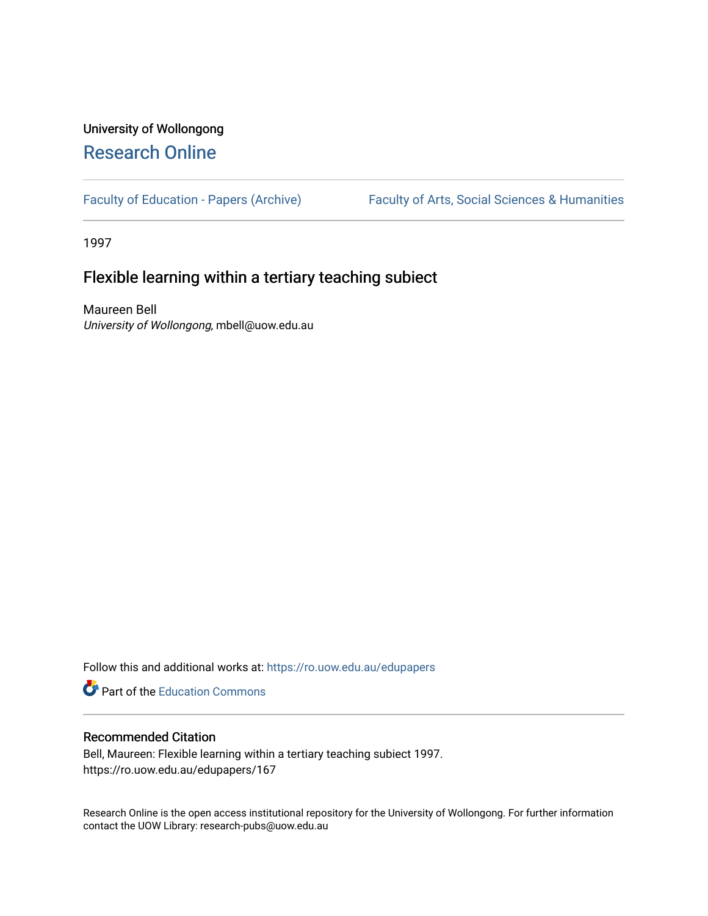University of Wollongong

## Research Online

Faculty of Education - Papers (Archive) | Faculty of Arts, Social Sciences & Humanities

1997

# Flexible learning within a tertiary teaching subiect

Maureen Bell
*University of Wollongong*, mbell@uow.edu.au

Follow this and additional works at: https://ro.uow.edu.au/edupapers

Part of the Education Commons

### Recommended Citation

Bell, Maureen: Flexible learning within a tertiary teaching subiect 1997.
https://ro.uow.edu.au/edupapers/167

Research Online is the open access institutional repository for the University of Wollongong. For further information contact the UOW Library: research-pubs@uow.edu.au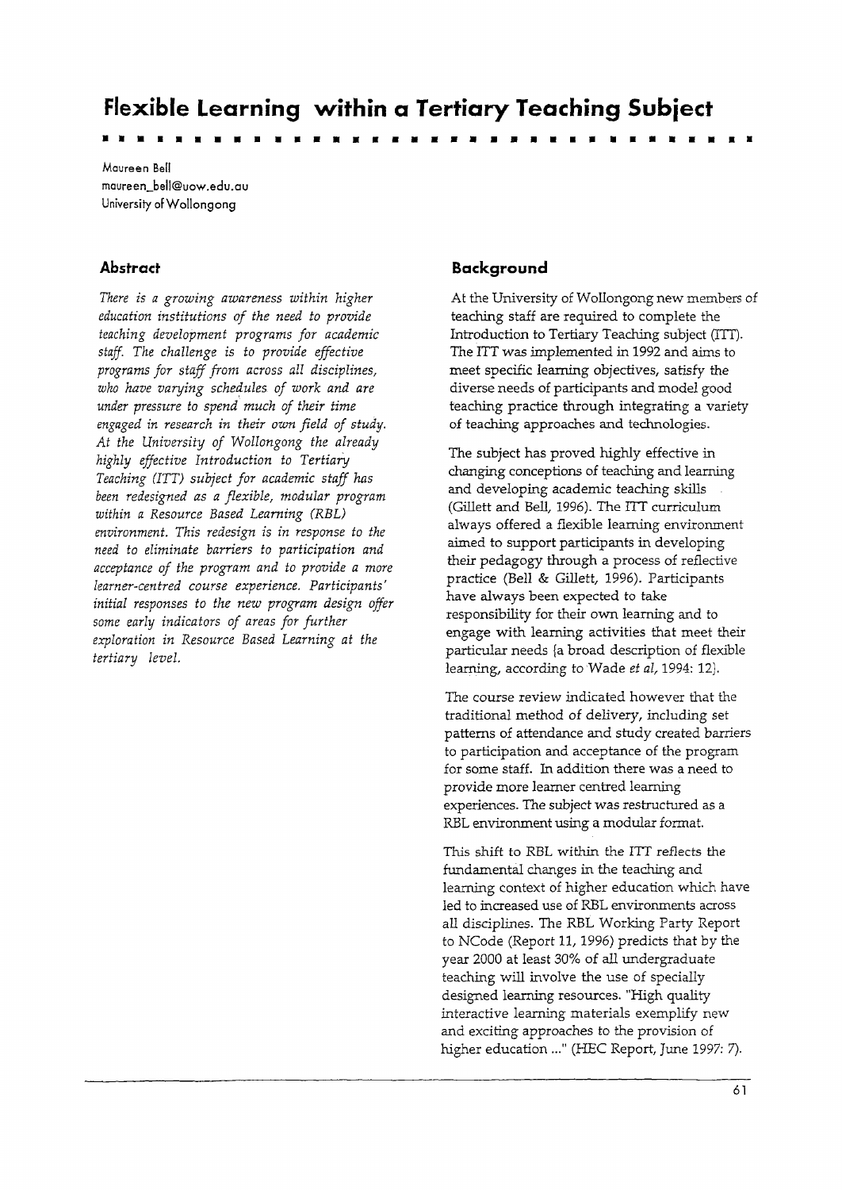# Flexible Learning within a Tertiary Teaching Subject

Maureen Bell
maureen_bell@uow.edu.au
University of Wollongong

## Abstract

*There is a growing awareness within higher education institutions of the need to provide teaching development programs for academic staff. The challenge is to provide effective programs for staff from across all disciplines, who have varying schedules of work and are under pressure to spend much of their time engaged in research in their own field of study. At the University of Wollongong the already highly effective Introduction to Tertiary Teaching (ITT) subject for academic staff has been redesigned as a flexible, modular program within a Resource Based Learning (RBL) environment. This redesign is in response to the need to eliminate barriers to participation and acceptance of the program and to provide a more learner-centred course experience. Participants' initial responses to the new program design offer some early indicators of areas for further exploration in Resource Based Learning at the tertiary level.*

## Background

At the University of Wollongong new members of teaching staff are required to complete the Introduction to Tertiary Teaching subject (ITT). The ITT was implemented in 1992 and aims to meet specific learning objectives, satisfy the diverse needs of participants and model good teaching practice through integrating a variety of teaching approaches and technologies.

The subject has proved highly effective in changing conceptions of teaching and learning and developing academic teaching skills (Gillett and Bell, 1996). The ITT curriculum always offered a flexible learning environment aimed to support participants in developing their pedagogy through a process of reflective practice (Bell & Gillett, 1996). Participants have always been expected to take responsibility for their own learning and to engage with learning activities that meet their particular needs (a broad description of flexible learning, according to Wade *et al*, 1994: 12).

The course review indicated however that the traditional method of delivery, including set patterns of attendance and study created barriers to participation and acceptance of the program for some staff. In addition there was a need to provide more learner centred learning experiences. The subject was restructured as a RBL environment using a modular format.

This shift to RBL within the ITT reflects the fundamental changes in the teaching and learning context of higher education which have led to increased use of RBL environments across all disciplines. The RBL Working Party Report to NCode (Report 11, 1996) predicts that by the year 2000 at least 30% of all undergraduate teaching will involve the use of specially designed learning resources. "High quality interactive learning materials exemplify new and exciting approaches to the provision of higher education ..." (HEC Report, June 1997: 7).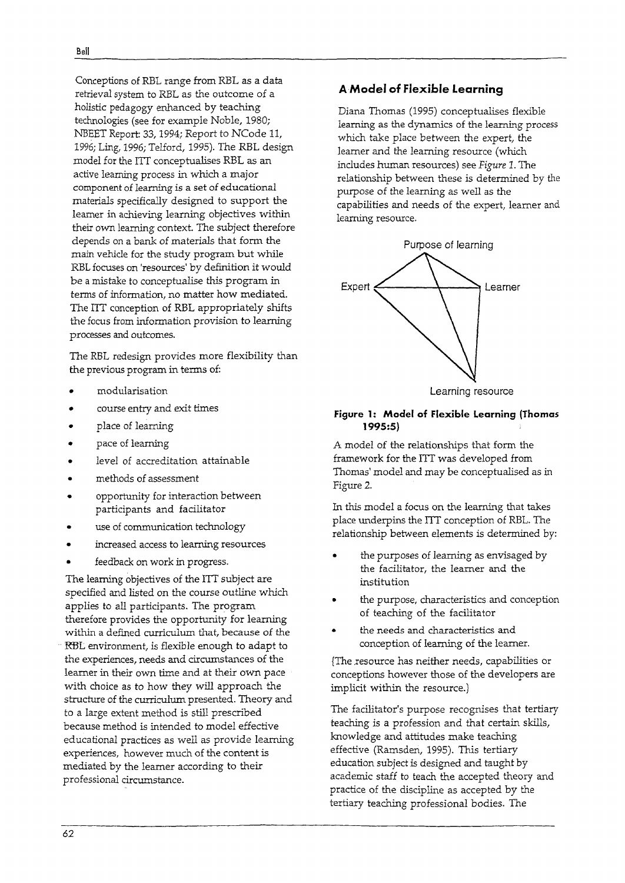Conceptions of RBL range from RBL as a data retrieval system to RBL as the outcome of a holistic pedagogy enhanced by teaching technologies (see for example Noble, 1980; NBEET Report: 33, 1994; Report to NCode 11, 1996; Ling, 1996; Telford, 1995). The RBL design model for the ITT conceptualises RBL as an active learning process in which a major component of learning is a set of educational materials specifically designed to support the learner in achieving learning objectives within their own learning context. The subject therefore depends on a bank of materials that form the main vehicle for the study program but while RBL focuses on 'resources' by definition it would be a mistake to conceptualise this program in terms of information, no matter how mediated. The ITT conception of RBL appropriately shifts the focus from information provision to learning processes and outcomes.

The RBL redesign provides more flexibility than the previous program in terms of:

- modularisation
- course entry and exit times
- place of learning
- pace of learning
- level of accreditation attainable
- methods of assessment
- opportunity for interaction between participants and facilitator
- use of communication technology
- increased access to learning resources
- feedback on work in progress.

The learning objectives of the ITT subject are specified and listed on the course outline which applies to all participants. The program therefore provides the opportunity for learning within a defined curriculum that, because of the RBL environment, is flexible enough to adapt to the experiences, needs and circumstances of the learner in their own time and at their own pace with choice as to how they will approach the structure of the curriculum presented. Theory and to a large extent method is still prescribed because method is intended to model effective educational practices as well as provide learning experiences, however much of the content is mediated by the learner according to their professional circumstance.

## A Model of Flexible Learning

Diana Thomas (1995) conceptualises flexible learning as the dynamics of the learning process which take place between the expert, the learner and the learning resource (which includes human resources) see *Figure 1*. The relationship between these is determined by the purpose of the learning as well as the capabilities and needs of the expert, learner and learning resource.

Purpose of learning

Expert — Learner

Learning resource

**Figure 1: Model of Flexible Learning (Thomas 1995:5)**

A model of the relationships that form the framework for the ITT was developed from Thomas' model and may be conceptualised as in Figure 2.

In this model a focus on the learning that takes place underpins the ITT conception of RBL. The relationship between elements is determined by:

- the purposes of learning as envisaged by the facilitator, the learner and the institution
- the purpose, characteristics and conception of teaching of the facilitator
- the needs and characteristics and conception of learning of the learner.

(The resource has neither needs, capabilities or conceptions however those of the developers are implicit within the resource.)

The facilitator's purpose recognises that tertiary teaching is a profession and that certain skills, knowledge and attitudes make teaching effective (Ramsden, 1995). This tertiary education subject is designed and taught by academic staff to teach the accepted theory and practice of the discipline as accepted by the tertiary teaching professional bodies. The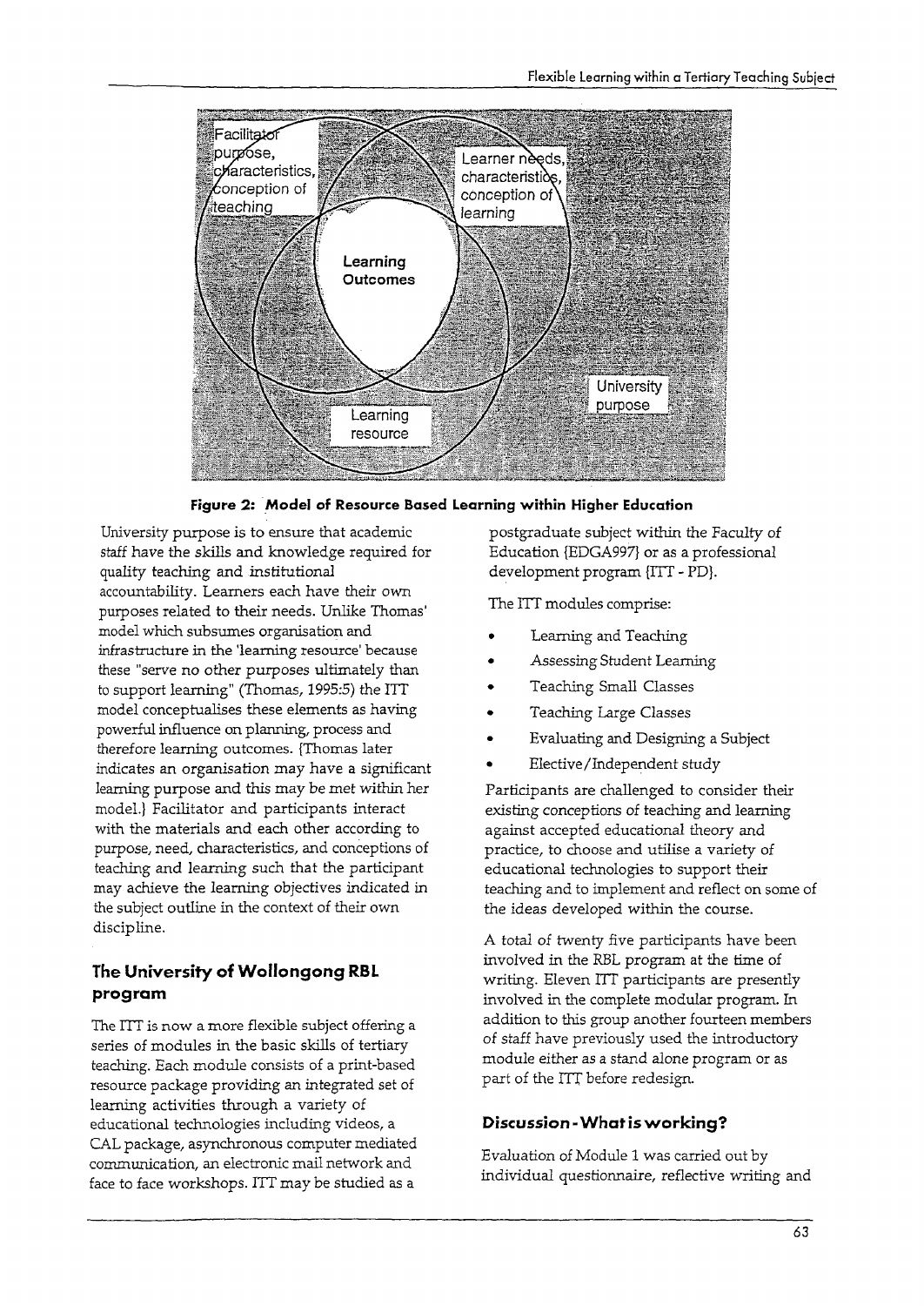**Figure 2: Model of Resource Based Learning within Higher Education**

University purpose is to ensure that academic staff have the skills and knowledge required for quality teaching and institutional accountability. Learners each have their own purposes related to their needs. Unlike Thomas' model which subsumes organisation and infrastructure in the 'learning resource' because these "serve no other purposes ultimately than to support learning" (Thomas, 1995:5) the ITT model conceptualises these elements as having powerful influence on planning, process and therefore learning outcomes. (Thomas later indicates an organisation may have a significant learning purpose and this may be met within her model.) Facilitator and participants interact with the materials and each other according to purpose, need, characteristics, and conceptions of teaching and learning such that the participant may achieve the learning objectives indicated in the subject outline in the context of their own discipline.

## The University of Wollongong RBL program

The ITT is now a more flexible subject offering a series of modules in the basic skills of tertiary teaching. Each module consists of a print-based resource package providing an integrated set of learning activities through a variety of educational technologies including videos, a CAL package, asynchronous computer mediated communication, an electronic mail network and face to face workshops. ITT may be studied as a postgraduate subject within the Faculty of Education (EDGA997) or as a professional development program (ITT - PD).

The ITT modules comprise:

- Learning and Teaching
- Assessing Student Learning
- Teaching Small Classes
- Teaching Large Classes
- Evaluating and Designing a Subject
- Elective/Independent study

Participants are challenged to consider their existing conceptions of teaching and learning against accepted educational theory and practice, to choose and utilise a variety of educational technologies to support their teaching and to implement and reflect on some of the ideas developed within the course.

A total of twenty five participants have been involved in the RBL program at the time of writing. Eleven ITT participants are presently involved in the complete modular program. In addition to this group another fourteen members of staff have previously used the introductory module either as a stand alone program or as part of the ITT before redesign.

### Discussion - What is working?

Evaluation of Module 1 was carried out by individual questionnaire, reflective writing and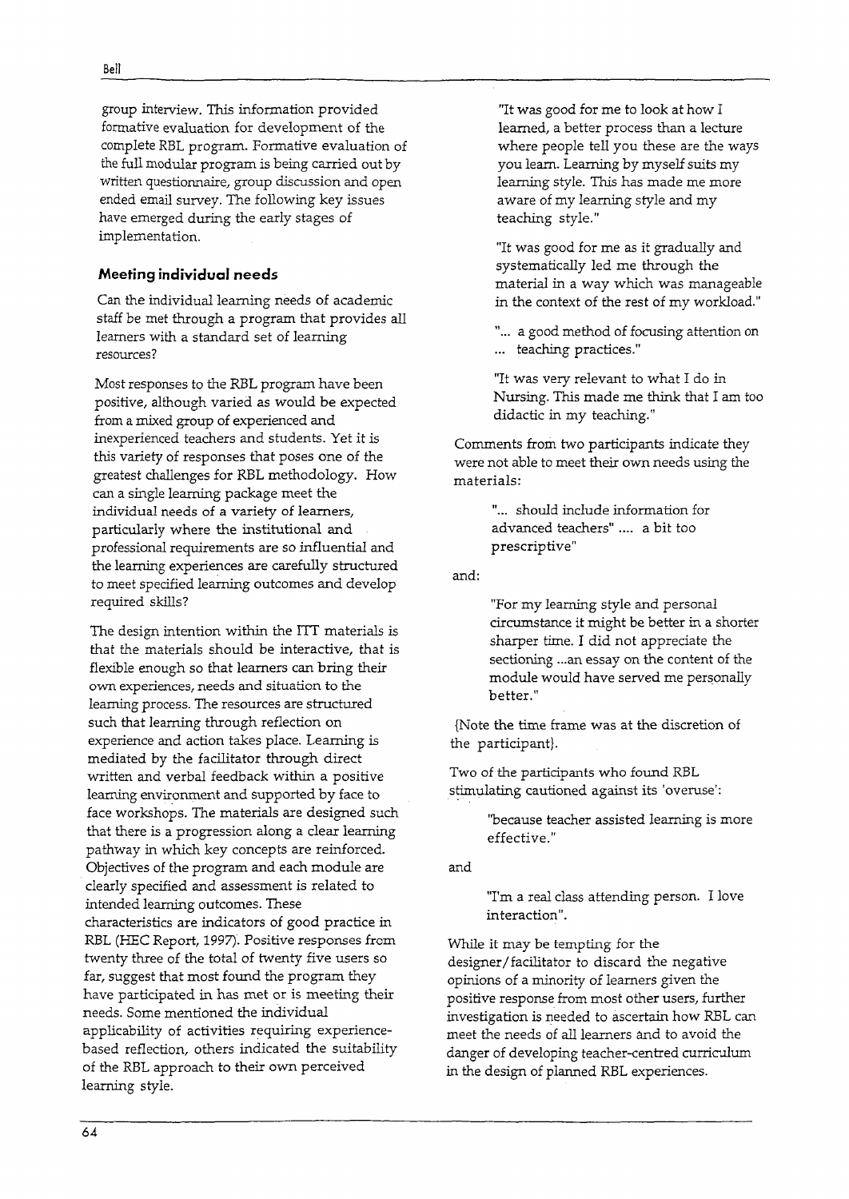group interview. This information provided formative evaluation for development of the complete RBL program. Formative evaluation of the full modular program is being carried out by written questionnaire, group discussion and open ended email survey. The following key issues have emerged during the early stages of implementation.

## Meeting individual needs

Can the individual learning needs of academic staff be met through a program that provides all learners with a standard set of learning resources?

Most responses to the RBL program have been positive, although varied as would be expected from a mixed group of experienced and inexperienced teachers and students. Yet it is this variety of responses that poses one of the greatest challenges for RBL methodology. How can a single learning package meet the individual needs of a variety of learners, particularly where the institutional and professional requirements are so influential and the learning experiences are carefully structured to meet specified learning outcomes and develop required skills?

The design intention within the ITT materials is that the materials should be interactive, that is flexible enough so that learners can bring their own experiences, needs and situation to the learning process. The resources are structured such that learning through reflection on experience and action takes place. Learning is mediated by the facilitator through direct written and verbal feedback within a positive learning environment and supported by face to face workshops. The materials are designed such that there is a progression along a clear learning pathway in which key concepts are reinforced. Objectives of the program and each module are clearly specified and assessment is related to intended learning outcomes. These characteristics are indicators of good practice in RBL (HEC Report, 1997). Positive responses from twenty three of the total of twenty five users so far, suggest that most found the program they have participated in has met or is meeting their needs. Some mentioned the individual applicability of activities requiring experience-based reflection, others indicated the suitability of the RBL approach to their own perceived learning style.

> "It was good for me to look at how I learned, a better process than a lecture where people tell you these are the ways you learn. Learning by myself suits my learning style. This has made me more aware of my learning style and my teaching style."

> "It was good for me as it gradually and systematically led me through the material in a way which was manageable in the context of the rest of my workload."

> "... a good method of focusing attention on ... teaching practices."

> "It was very relevant to what I do in Nursing. This made me think that I am too didactic in my teaching."

Comments from two participants indicate they were not able to meet their own needs using the materials:

> "... should include information for advanced teachers" .... a bit too prescriptive"

and:

> "For my learning style and personal circumstance it might be better in a shorter sharper time. I did not appreciate the sectioning ...an essay on the content of the module would have served me personally better."

{Note the time frame was at the discretion of the participant}.

Two of the participants who found RBL stimulating cautioned against its 'overuse':

> "because teacher assisted learning is more effective."

and

> "I'm a real class attending person. I love interaction".

While it may be tempting for the designer/facilitator to discard the negative opinions of a minority of learners given the positive response from most other users, further investigation is needed to ascertain how RBL can meet the needs of all learners and to avoid the danger of developing teacher-centred curriculum in the design of planned RBL experiences.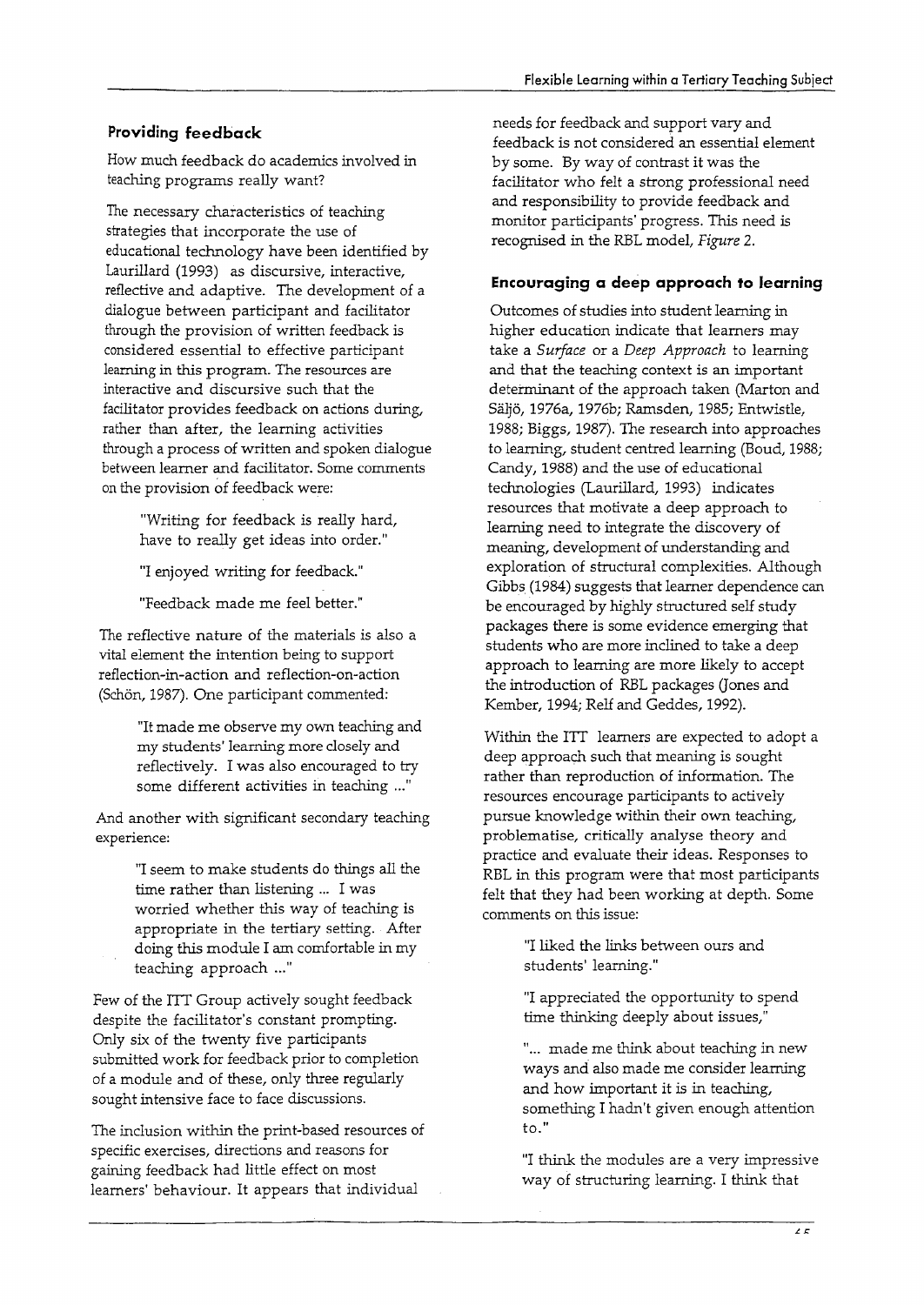## Providing feedback

How much feedback do academics involved in teaching programs really want?

The necessary characteristics of teaching strategies that incorporate the use of educational technology have been identified by Laurillard (1993) as discursive, interactive, reflective and adaptive. The development of a dialogue between participant and facilitator through the provision of written feedback is considered essential to effective participant learning in this program. The resources are interactive and discursive such that the facilitator provides feedback on actions during, rather than after, the learning activities through a process of written and spoken dialogue between learner and facilitator. Some comments on the provision of feedback were:

> "Writing for feedback is really hard, have to really get ideas into order."
>
> "I enjoyed writing for feedback."
>
> "Feedback made me feel better."

The reflective nature of the materials is also a vital element the intention being to support reflection-in-action and reflection-on-action (Schön, 1987). One participant commented:

> "It made me observe my own teaching and my students' learning more closely and reflectively. I was also encouraged to try some different activities in teaching ..."

And another with significant secondary teaching experience:

> "I seem to make students do things all the time rather than listening ... I was worried whether this way of teaching is appropriate in the tertiary setting. After doing this module I am comfortable in my teaching approach ..."

Few of the ITT Group actively sought feedback despite the facilitator's constant prompting. Only six of the twenty five participants submitted work for feedback prior to completion of a module and of these, only three regularly sought intensive face to face discussions.

The inclusion within the print-based resources of specific exercises, directions and reasons for gaining feedback had little effect on most learners' behaviour. It appears that individual needs for feedback and support vary and feedback is not considered an essential element by some. By way of contrast it was the facilitator who felt a strong professional need and responsibility to provide feedback and monitor participants' progress. This need is recognised in the RBL model, *Figure 2*.

## Encouraging a deep approach to learning

Outcomes of studies into student learning in higher education indicate that learners may take a *Surface* or a *Deep Approach* to learning and that the teaching context is an important determinant of the approach taken (Marton and Säljö, 1976a, 1976b; Ramsden, 1985; Entwistle, 1988; Biggs, 1987). The research into approaches to learning, student centred learning (Boud, 1988; Candy, 1988) and the use of educational technologies (Laurillard, 1993) indicates resources that motivate a deep approach to learning need to integrate the discovery of meaning, development of understanding and exploration of structural complexities. Although Gibbs (1984) suggests that learner dependence can be encouraged by highly structured self study packages there is some evidence emerging that students who are more inclined to take a deep approach to learning are more likely to accept the introduction of RBL packages (Jones and Kember, 1994; Relf and Geddes, 1992).

Within the ITT learners are expected to adopt a deep approach such that meaning is sought rather than reproduction of information. The resources encourage participants to actively pursue knowledge within their own teaching, problematise, critically analyse theory and practice and evaluate their ideas. Responses to RBL in this program were that most participants felt that they had been working at depth. Some comments on this issue:

> "I liked the links between ours and students' learning."
>
> "I appreciated the opportunity to spend time thinking deeply about issues,"
>
> "... made me think about teaching in new ways and also made me consider learning and how important it is in teaching, something I hadn't given enough attention to."
>
> "I think the modules are a very impressive way of structuring learning. I think that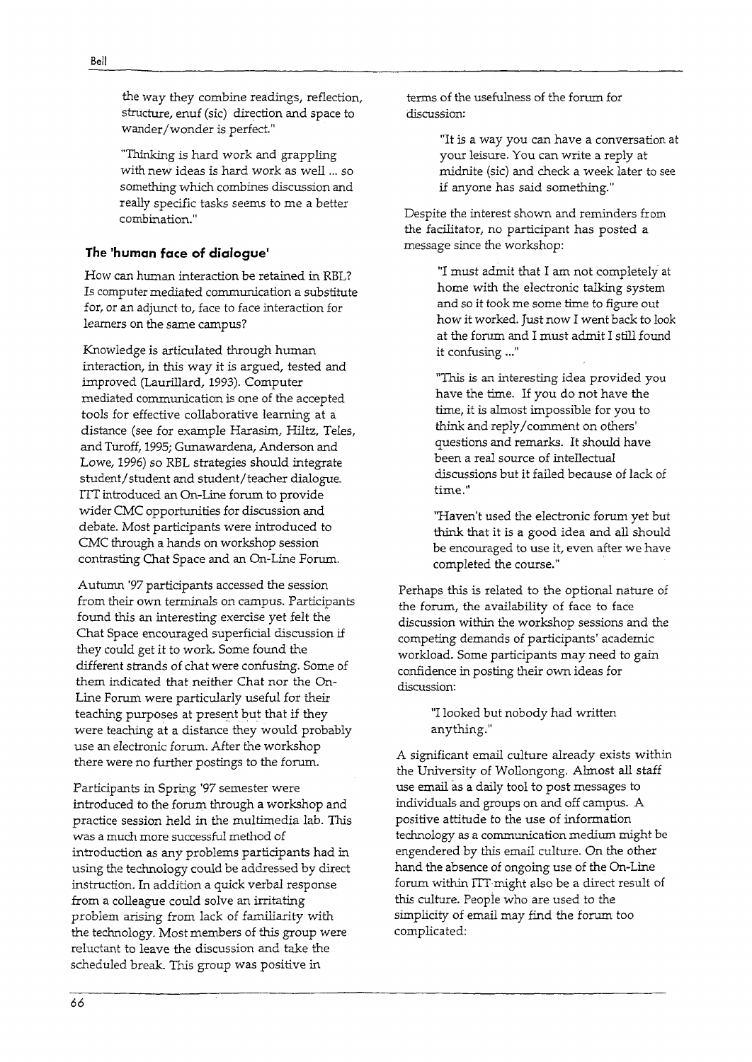the way they combine readings, reflection, structure, enuf (sic) direction and space to wander/wonder is perfect."

"Thinking is hard work and grappling with new ideas is hard work as well ... so something which combines discussion and really specific tasks seems to me a better combination."

### The 'human face of dialogue'

How can human interaction be retained in RBL? Is computer mediated communication a substitute for, or an adjunct to, face to face interaction for learners on the same campus?

Knowledge is articulated through human interaction, in this way it is argued, tested and improved (Laurillard, 1993). Computer mediated communication is one of the accepted tools for effective collaborative learning at a distance (see for example Harasim, Hiltz, Teles, and Turoff, 1995; Gunawardena, Anderson and Lowe, 1996) so RBL strategies should integrate student/student and student/teacher dialogue. ITT introduced an On-Line forum to provide wider CMC opportunities for discussion and debate. Most participants were introduced to CMC through a hands on workshop session contrasting Chat Space and an On-Line Forum.

Autumn '97 participants accessed the session from their own terminals on campus. Participants found this an interesting exercise yet felt the Chat Space encouraged superficial discussion if they could get it to work. Some found the different strands of chat were confusing. Some of them indicated that neither Chat nor the On-Line Forum were particularly useful for their teaching purposes at present but that if they were teaching at a distance they would probably use an electronic forum. After the workshop there were no further postings to the forum.

Participants in Spring '97 semester were introduced to the forum through a workshop and practice session held in the multimedia lab. This was a much more successful method of introduction as any problems participants had in using the technology could be addressed by direct instruction. In addition a quick verbal response from a colleague could solve an irritating problem arising from lack of familiarity with the technology. Most members of this group were reluctant to leave the discussion and take the scheduled break. This group was positive in terms of the usefulness of the forum for discussion:

> "It is a way you can have a conversation at your leisure. You can write a reply at midnite (sic) and check a week later to see if anyone has said something."

Despite the interest shown and reminders from the facilitator, no participant has posted a message since the workshop:

> "I must admit that I am not completely at home with the electronic talking system and so it took me some time to figure out how it worked. Just now I went back to look at the forum and I must admit I still found it confusing ..."

> "This is an interesting idea provided you have the time. If you do not have the time, it is almost impossible for you to think and reply/comment on others' questions and remarks. It should have been a real source of intellectual discussions but it failed because of lack of time."

> "Haven't used the electronic forum yet but think that it is a good idea and all should be encouraged to use it, even after we have completed the course."

Perhaps this is related to the optional nature of the forum, the availability of face to face discussion within the workshop sessions and the competing demands of participants' academic workload. Some participants may need to gain confidence in posting their own ideas for discussion:

> "I looked but nobody had written anything."

A significant email culture already exists within the University of Wollongong. Almost all staff use email as a daily tool to post messages to individuals and groups on and off campus. A positive attitude to the use of information technology as a communication medium might be engendered by this email culture. On the other hand the absence of ongoing use of the On-Line forum within ITT might also be a direct result of this culture. People who are used to the simplicity of email may find the forum too complicated: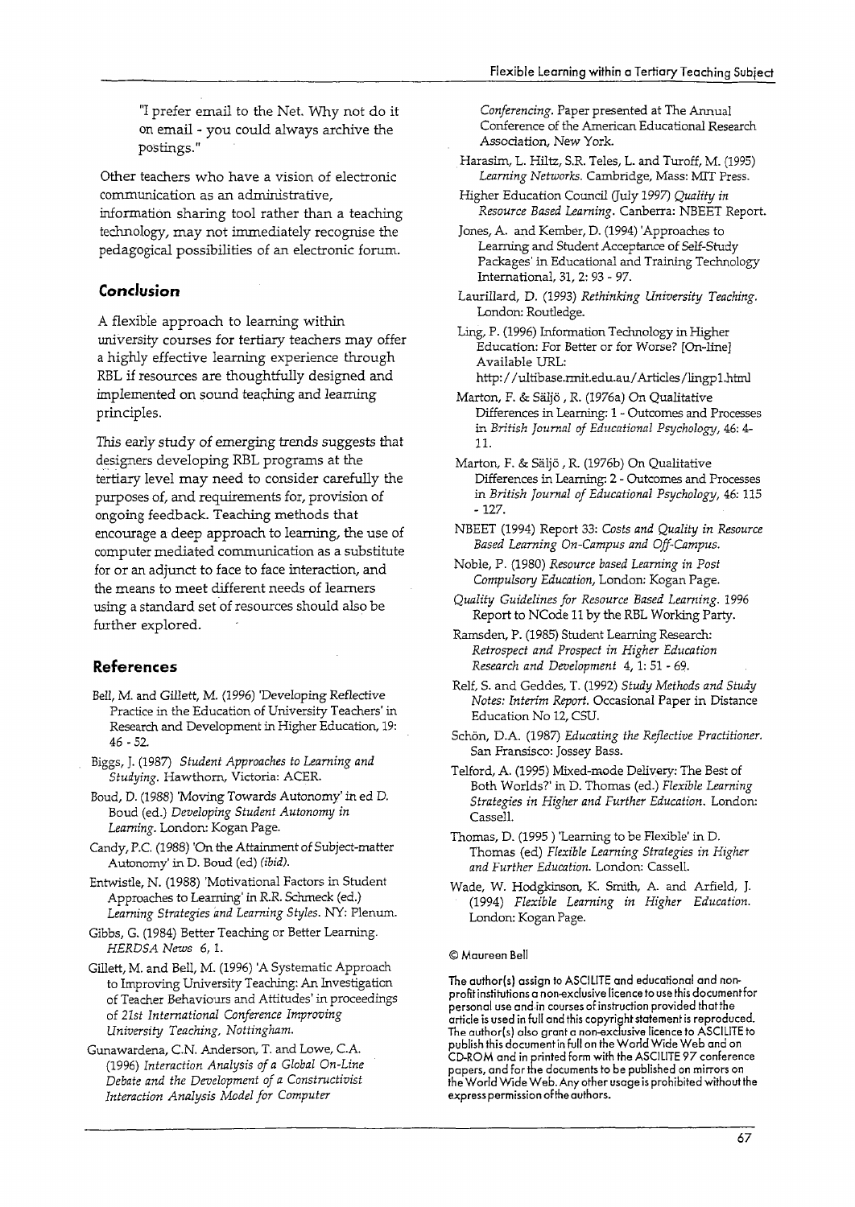"I prefer email to the Net. Why not do it on email - you could always archive the postings."

Other teachers who have a vision of electronic communication as an administrative, information sharing tool rather than a teaching technology, may not immediately recognise the pedagogical possibilities of an electronic forum.

## Conclusion

A flexible approach to learning within university courses for tertiary teachers may offer a highly effective learning experience through RBL if resources are thoughtfully designed and implemented on sound teaching and learning principles.

This early study of emerging trends suggests that designers developing RBL programs at the tertiary level may need to consider carefully the purposes of, and requirements for, provision of ongoing feedback. Teaching methods that encourage a deep approach to learning, the use of computer mediated communication as a substitute for or an adjunct to face to face interaction, and the means to meet different needs of learners using a standard set of resources should also be further explored.

## References

Bell, M. and Gillett, M. (1996) 'Developing Reflective Practice in the Education of University Teachers' in Research and Development in Higher Education, 19: 46 - 52.

Biggs, J. (1987) *Student Approaches to Learning and Studying*. Hawthorn, Victoria: ACER.

Boud, D. (1988) 'Moving Towards Autonomy' in ed D. Boud (ed.) *Developing Student Autonomy in Learning*. London: Kogan Page.

Candy, P.C. (1988) 'On the Attainment of Subject-matter Autonomy' in D. Boud (ed) *(ibid)*.

Entwistle, N. (1988) 'Motivational Factors in Student Approaches to Learning' in R.R. Schmeck (ed.) *Learning Strategies and Learning Styles*. NY: Plenum.

Gibbs, G. (1984) Better Teaching or Better Learning. *HERDSA News* 6, 1.

Gillett, M. and Bell, M. (1996) 'A Systematic Approach to Improving University Teaching: An Investigation of Teacher Behaviours and Attitudes' in proceedings of *21st International Conference Improving University Teaching, Nottingham*.

Gunawardena, C.N. Anderson, T. and Lowe, C.A. (1996) *Interaction Analysis of a Global On-Line Debate and the Development of a Constructivist Interaction Analysis Model for Computer Conferencing*. Paper presented at The Annual Conference of the American Educational Research Association, New York.

Harasim, L. Hiltz, S.R. Teles, L. and Turoff, M. (1995) *Learning Networks*. Cambridge, Mass: MIT Press.

Higher Education Council (July 1997) *Quality in Resource Based Learning*. Canberra: NBEET Report.

Jones, A. and Kember, D. (1994) 'Approaches to Learning and Student Acceptance of Self-Study Packages' in Educational and Training Technology International, 31, 2: 93 - 97.

Laurillard, D. (1993) *Rethinking University Teaching*. London: Routledge.

Ling, P. (1996) Information Technology in Higher Education: For Better or for Worse? [On-line] Available URL: http://ultibase.rmit.edu.au/Articles/lingp1.html

Marton, F. & Säljö , R. (1976a) On Qualitative Differences in Learning: 1 - Outcomes and Processes in *British Journal of Educational Psychology*, 46: 4-11.

Marton, F. & Säljö , R. (1976b) On Qualitative Differences in Learning: 2 - Outcomes and Processes in *British Journal of Educational Psychology*, 46: 115 - 127.

NBEET (1994) Report 33: *Costs and Quality in Resource Based Learning On-Campus and Off-Campus*.

Noble, P. (1980) *Resource based Learning in Post Compulsory Education*, London: Kogan Page.

*Quality Guidelines for Resource Based Learning. 1996* Report to NCode 11 by the RBL Working Party.

Ramsden, P. (1985) Student Learning Research: *Retrospect and Prospect in Higher Education Research and Development* 4, 1: 51 - 69.

Relf, S. and Geddes, T. (1992) *Study Methods and Study Notes: Interim Report*. Occasional Paper in Distance Education No 12, CSU.

Schön, D.A. (1987) *Educating the Reflective Practitioner*. San Fransisco: Jossey Bass.

Telford, A. (1995) Mixed-mode Delivery: The Best of Both Worlds?' in D. Thomas (ed.) *Flexible Learning Strategies in Higher and Further Education*. London: Cassell.

Thomas, D. (1995 ) 'Learning to be Flexible' in D. Thomas (ed) *Flexible Learning Strategies in Higher and Further Education*. London: Cassell.

Wade, W. Hodgkinson, K. Smith, A. and Arfield, J. (1994) *Flexible Learning in Higher Education*. London: Kogan Page.

© Maureen Bell

The author(s) assign to ASCILITE and educational and non-profit institutions a non-exclusive licence to use this document for personal use and in courses of instruction provided that the article is used in full and this copyright statement is reproduced. The author(s) also grant a non-exclusive licence to ASCILITE to publish this document in full on the World Wide Web and on CD-ROM and in printed form with the ASCILITE 97 conference papers, and for the documents to be published on mirrors on the World Wide Web. Any other usage is prohibited without the express permission of the authors.